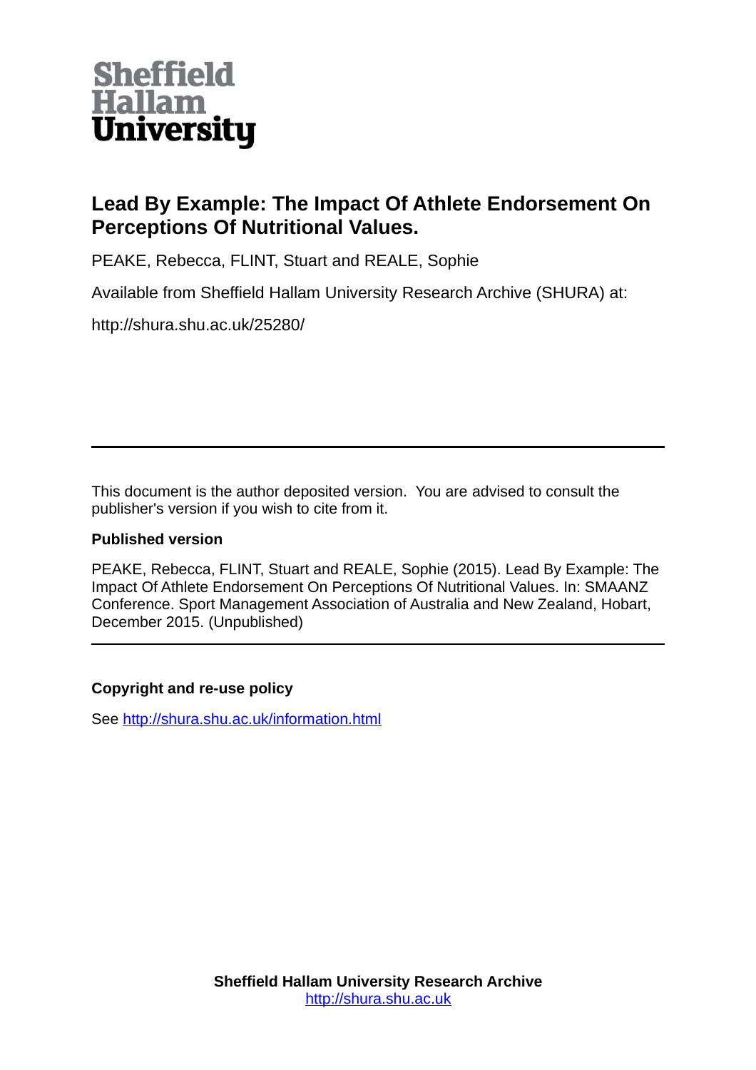Sheffield Hallam University

# Lead By Example: The Impact Of Athlete Endorsement On Perceptions Of Nutritional Values.

PEAKE, Rebecca, FLINT, Stuart and REALE, Sophie

Available from Sheffield Hallam University Research Archive (SHURA) at:

http://shura.shu.ac.uk/25280/

---

This document is the author deposited version. You are advised to consult the publisher's version if you wish to cite from it.

### Published version

PEAKE, Rebecca, FLINT, Stuart and REALE, Sophie (2015). Lead By Example: The Impact Of Athlete Endorsement On Perceptions Of Nutritional Values. In: SMAANZ Conference. Sport Management Association of Australia and New Zealand, Hobart, December 2015. (Unpublished)

---

### Copyright and re-use policy

See http://shura.shu.ac.uk/information.html

**Sheffield Hallam University Research Archive**
http://shura.shu.ac.uk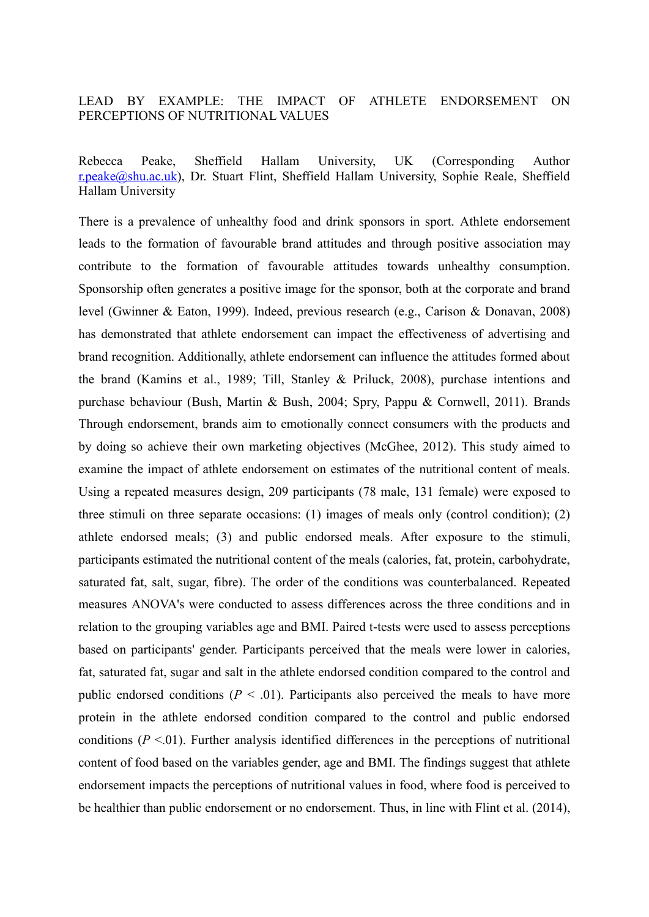LEAD BY EXAMPLE: THE IMPACT OF ATHLETE ENDORSEMENT ON PERCEPTIONS OF NUTRITIONAL VALUES

Rebecca Peake, Sheffield Hallam University, UK (Corresponding Author r.peake@shu.ac.uk), Dr. Stuart Flint, Sheffield Hallam University, Sophie Reale, Sheffield Hallam University

There is a prevalence of unhealthy food and drink sponsors in sport. Athlete endorsement leads to the formation of favourable brand attitudes and through positive association may contribute to the formation of favourable attitudes towards unhealthy consumption. Sponsorship often generates a positive image for the sponsor, both at the corporate and brand level (Gwinner & Eaton, 1999). Indeed, previous research (e.g., Carison & Donavan, 2008) has demonstrated that athlete endorsement can impact the effectiveness of advertising and brand recognition. Additionally, athlete endorsement can influence the attitudes formed about the brand (Kamins et al., 1989; Till, Stanley & Priluck, 2008), purchase intentions and purchase behaviour (Bush, Martin & Bush, 2004; Spry, Pappu & Cornwell, 2011). Brands Through endorsement, brands aim to emotionally connect consumers with the products and by doing so achieve their own marketing objectives (McGhee, 2012). This study aimed to examine the impact of athlete endorsement on estimates of the nutritional content of meals. Using a repeated measures design, 209 participants (78 male, 131 female) were exposed to three stimuli on three separate occasions: (1) images of meals only (control condition); (2) athlete endorsed meals; (3) and public endorsed meals. After exposure to the stimuli, participants estimated the nutritional content of the meals (calories, fat, protein, carbohydrate, saturated fat, salt, sugar, fibre). The order of the conditions was counterbalanced. Repeated measures ANOVA's were conducted to assess differences across the three conditions and in relation to the grouping variables age and BMI. Paired t-tests were used to assess perceptions based on participants' gender. Participants perceived that the meals were lower in calories, fat, saturated fat, sugar and salt in the athlete endorsed condition compared to the control and public endorsed conditions ($P < .01$). Participants also perceived the meals to have more protein in the athlete endorsed condition compared to the control and public endorsed conditions ($P < .01$). Further analysis identified differences in the perceptions of nutritional content of food based on the variables gender, age and BMI. The findings suggest that athlete endorsement impacts the perceptions of nutritional values in food, where food is perceived to be healthier than public endorsement or no endorsement. Thus, in line with Flint et al. (2014),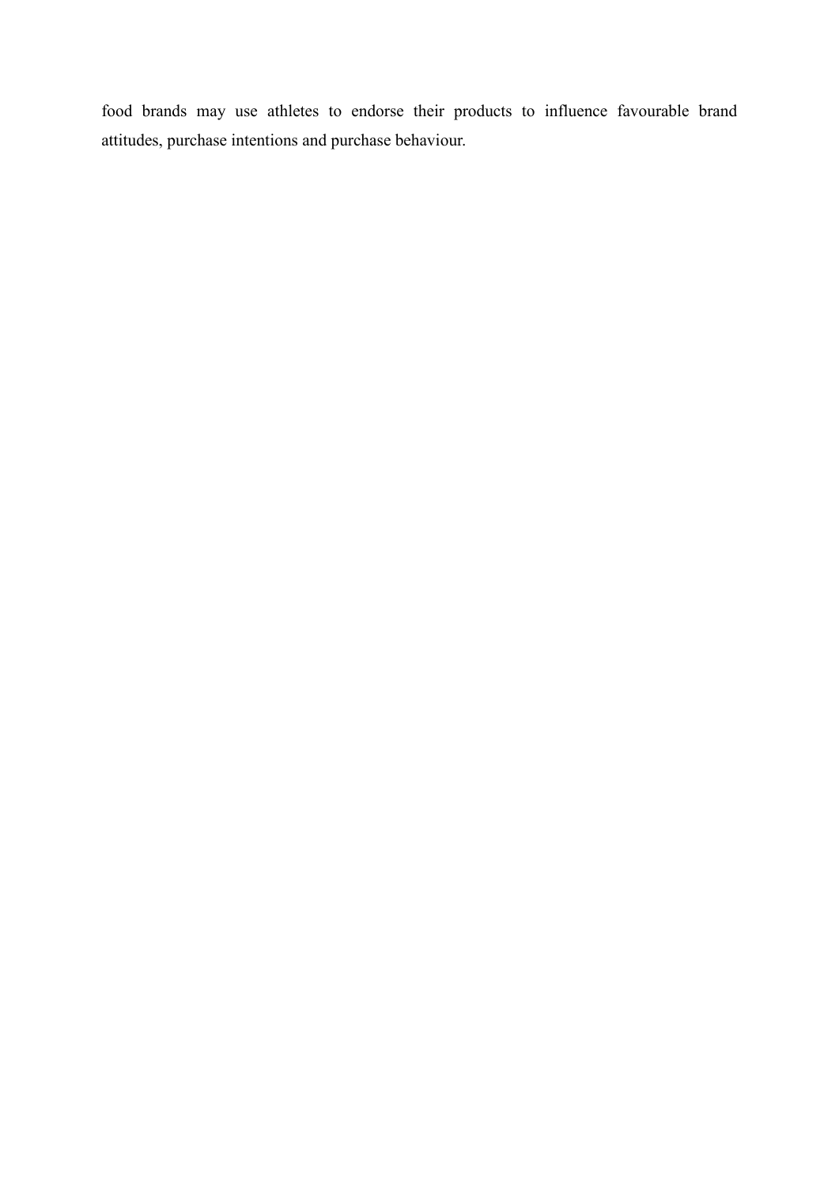food brands may use athletes to endorse their products to influence favourable brand attitudes, purchase intentions and purchase behaviour.